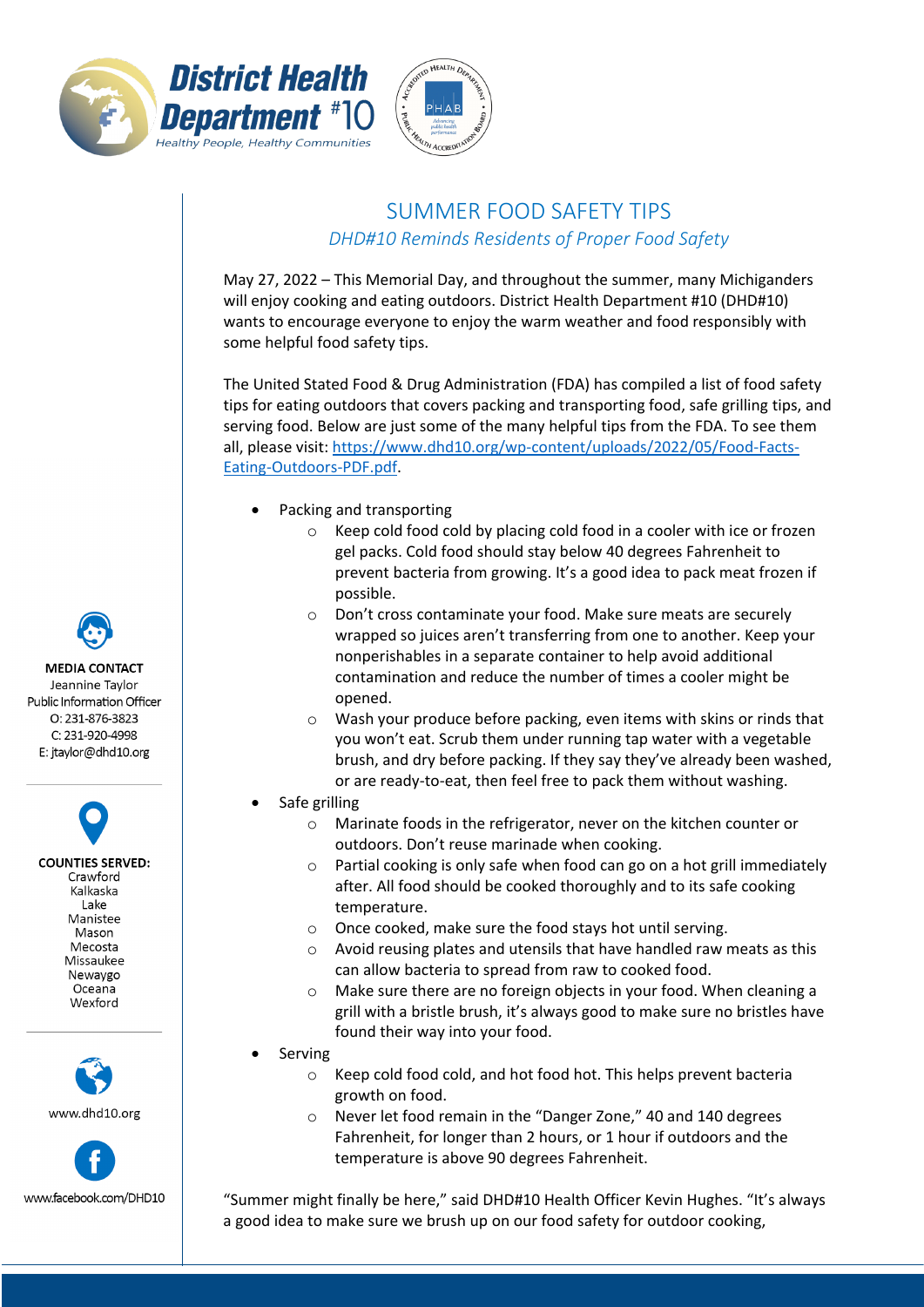**District Health Department #10**
*Healthy People, Healthy Communities*

# SUMMER FOOD SAFETY TIPS

*DHD#10 Reminds Residents of Proper Food Safety*

May 27, 2022 – This Memorial Day, and throughout the summer, many Michiganders will enjoy cooking and eating outdoors. District Health Department #10 (DHD#10) wants to encourage everyone to enjoy the warm weather and food responsibly with some helpful food safety tips.

The United Stated Food & Drug Administration (FDA) has compiled a list of food safety tips for eating outdoors that covers packing and transporting food, safe grilling tips, and serving food. Below are just some of the many helpful tips from the FDA. To see them all, please visit: [https://www.dhd10.org/wp-content/uploads/2022/05/Food-Facts-Eating-Outdoors-PDF.pdf](https://www.dhd10.org/wp-content/uploads/2022/05/Food-Facts-Eating-Outdoors-PDF.pdf).

- Packing and transporting
    - Keep cold food cold by placing cold food in a cooler with ice or frozen gel packs. Cold food should stay below 40 degrees Fahrenheit to prevent bacteria from growing. It's a good idea to pack meat frozen if possible.
    - Don't cross contaminate your food. Make sure meats are securely wrapped so juices aren't transferring from one to another. Keep your nonperishables in a separate container to help avoid additional contamination and reduce the number of times a cooler might be opened.
    - Wash your produce before packing, even items with skins or rinds that you won't eat. Scrub them under running tap water with a vegetable brush, and dry before packing. If they say they've already been washed, or are ready-to-eat, then feel free to pack them without washing.
- Safe grilling
    - Marinate foods in the refrigerator, never on the kitchen counter or outdoors. Don't reuse marinade when cooking.
    - Partial cooking is only safe when food can go on a hot grill immediately after. All food should be cooked thoroughly and to its safe cooking temperature.
    - Once cooked, make sure the food stays hot until serving.
    - Avoid reusing plates and utensils that have handled raw meats as this can allow bacteria to spread from raw to cooked food.
    - Make sure there are no foreign objects in your food. When cleaning a grill with a bristle brush, it's always good to make sure no bristles have found their way into your food.
- Serving
    - Keep cold food cold, and hot food hot. This helps prevent bacteria growth on food.
    - Never let food remain in the "Danger Zone," 40 and 140 degrees Fahrenheit, for longer than 2 hours, or 1 hour if outdoors and the temperature is above 90 degrees Fahrenheit.

"Summer might finally be here," said DHD#10 Health Officer Kevin Hughes. "It's always a good idea to make sure we brush up on our food safety for outdoor cooking,

**MEDIA CONTACT**
Jeannine Taylor
Public Information Officer
O: 231-876-3823
C: 231-920-4998
E: jtaylor@dhd10.org

**COUNTIES SERVED:**
Crawford
Kalkaska
Lake
Manistee
Mason
Mecosta
Missaukee
Newaygo
Oceana
Wexford

www.dhd10.org

www.facebook.com/DHD10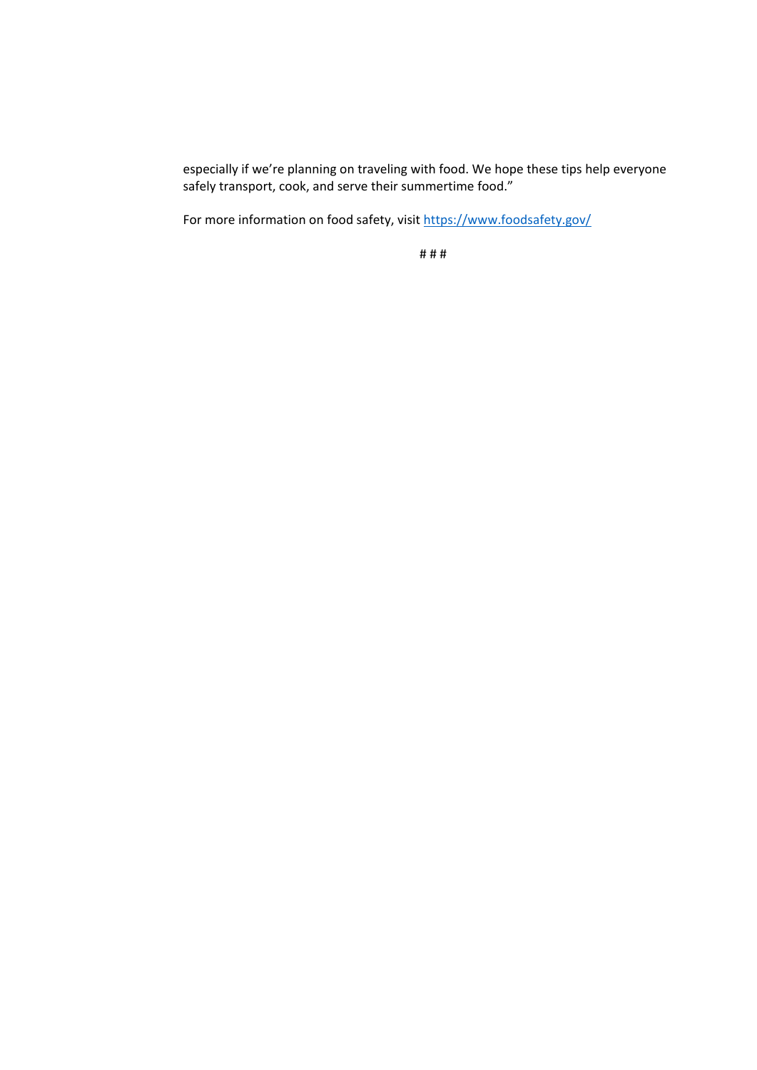especially if we're planning on traveling with food. We hope these tips help everyone safely transport, cook, and serve their summertime food."

For more information on food safety, visit [https://www.foodsafety.gov/](https://www.foodsafety.gov/)

# # #